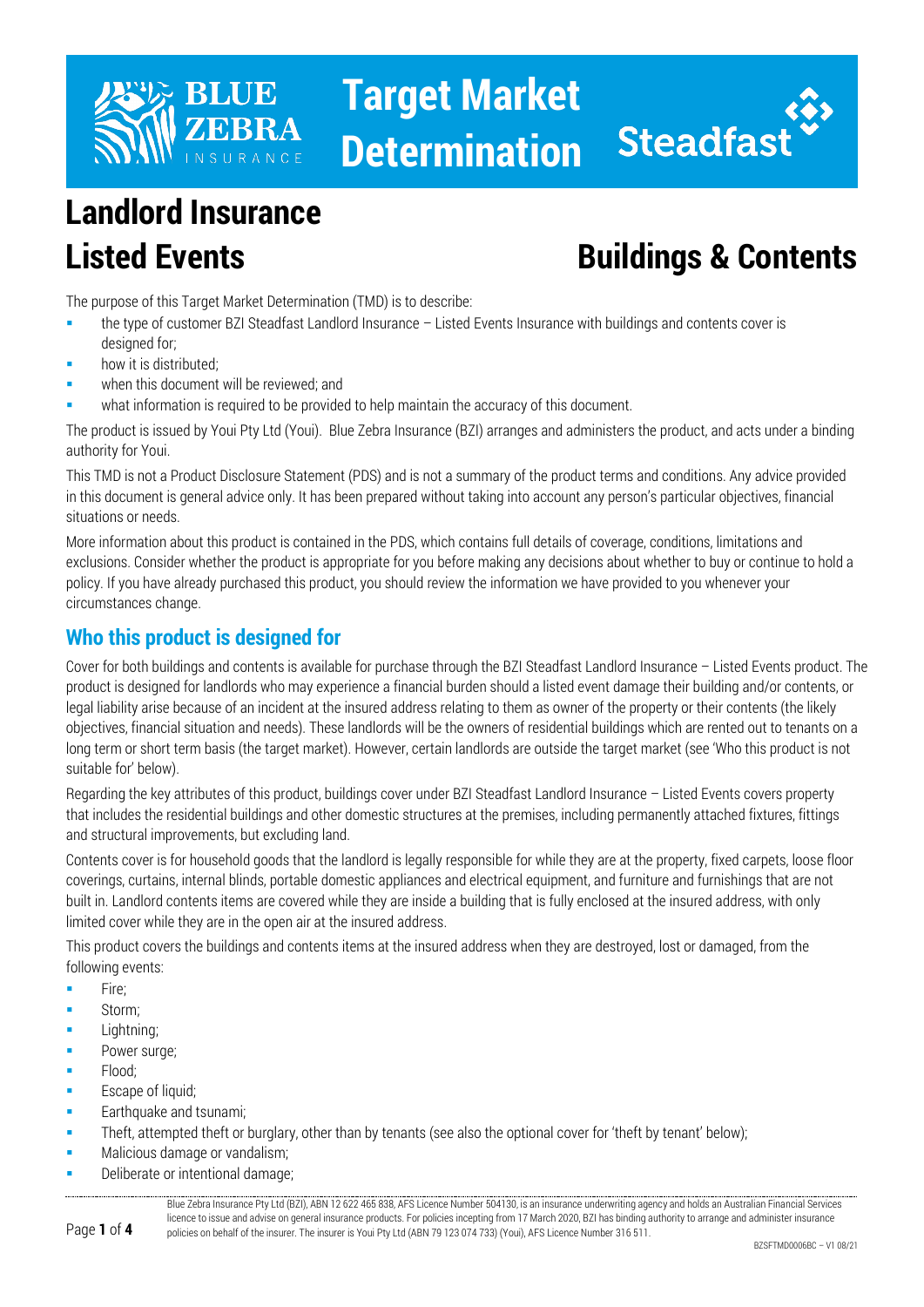# Target Market Determination

# Landlord Insurance Listed Events

# Buildings & Contents

The purpose of this Target Market Determination (TMD) is to describe:

- the type of customer BZI Steadfast Landlord Insurance – Listed Events Insurance with buildings and contents cover is designed for;
- how it is distributed;
- when this document will be reviewed; and
- what information is required to be provided to help maintain the accuracy of this document.

The product is issued by Youi Pty Ltd (Youi). Blue Zebra Insurance (BZI) arranges and administers the product, and acts under a binding authority for Youi.

This TMD is not a Product Disclosure Statement (PDS) and is not a summary of the product terms and conditions. Any advice provided in this document is general advice only. It has been prepared without taking into account any person's particular objectives, financial situations or needs.

More information about this product is contained in the PDS, which contains full details of coverage, conditions, limitations and exclusions. Consider whether the product is appropriate for you before making any decisions about whether to buy or continue to hold a policy. If you have already purchased this product, you should review the information we have provided to you whenever your circumstances change.

## Who this product is designed for

Cover for both buildings and contents is available for purchase through the BZI Steadfast Landlord Insurance – Listed Events product. The product is designed for landlords who may experience a financial burden should a listed event damage their building and/or contents, or legal liability arise because of an incident at the insured address relating to them as owner of the property or their contents (the likely objectives, financial situation and needs). These landlords will be the owners of residential buildings which are rented out to tenants on a long term or short term basis (the target market). However, certain landlords are outside the target market (see 'Who this product is not suitable for' below).

Regarding the key attributes of this product, buildings cover under BZI Steadfast Landlord Insurance – Listed Events covers property that includes the residential buildings and other domestic structures at the premises, including permanently attached fixtures, fittings and structural improvements, but excluding land.

Contents cover is for household goods that the landlord is legally responsible for while they are at the property, fixed carpets, loose floor coverings, curtains, internal blinds, portable domestic appliances and electrical equipment, and furniture and furnishings that are not built in. Landlord contents items are covered while they are inside a building that is fully enclosed at the insured address, with only limited cover while they are in the open air at the insured address.

This product covers the buildings and contents items at the insured address when they are destroyed, lost or damaged, from the following events:

- Fire;
- Storm;
- Lightning;
- Power surge;
- Flood;
- Escape of liquid;
- Earthquake and tsunami;
- Theft, attempted theft or burglary, other than by tenants (see also the optional cover for 'theft by tenant' below);
- Malicious damage or vandalism;
- Deliberate or intentional damage;

Blue Zebra Insurance Pty Ltd (BZI), ABN 12 622 465 838, AFS Licence Number 504130, is an insurance underwriting agency and holds an Australian Financial Services licence to issue and advise on general insurance products. For policies incepting from 17 March 2020, BZI has binding authority to arrange and administer insurance policies on behalf of the insurer. The insurer is Youi Pty Ltd (ABN 79 123 074 733) (Youi), AFS Licence Number 316 511.

BZSFTMD0006BC – V1 08/21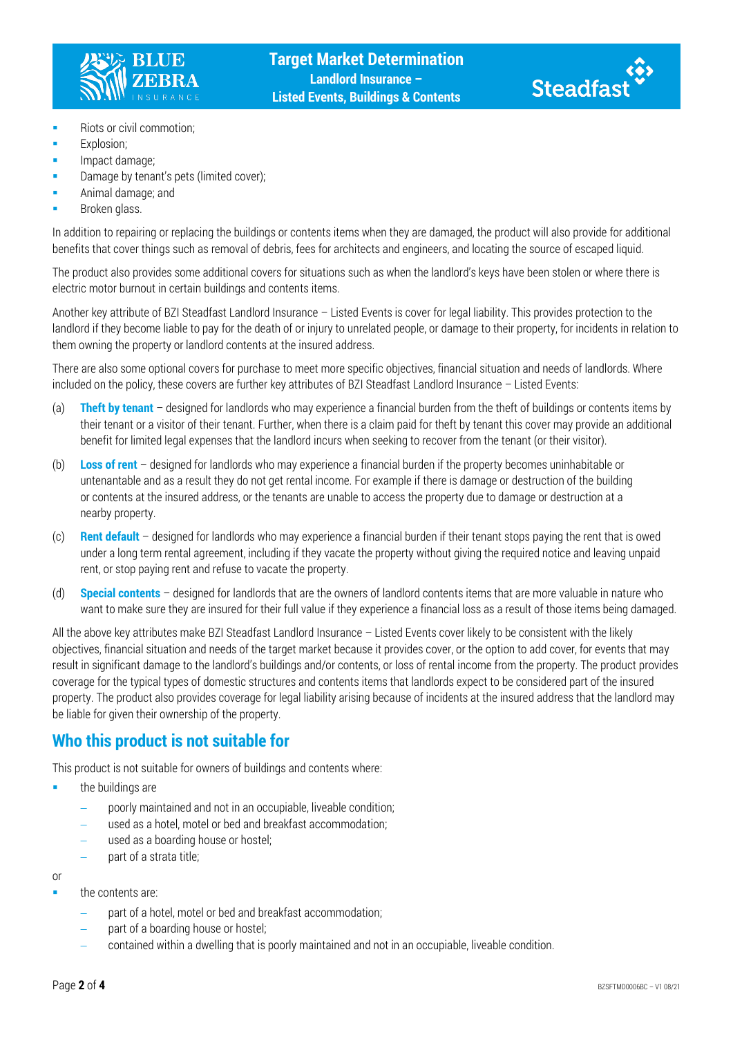- Riots or civil commotion;
- Explosion;
- Impact damage;
- Damage by tenant's pets (limited cover);
- Animal damage; and
- Broken glass.

In addition to repairing or replacing the buildings or contents items when they are damaged, the product will also provide for additional benefits that cover things such as removal of debris, fees for architects and engineers, and locating the source of escaped liquid.

The product also provides some additional covers for situations such as when the landlord's keys have been stolen or where there is electric motor burnout in certain buildings and contents items.

Another key attribute of BZI Steadfast Landlord Insurance – Listed Events is cover for legal liability. This provides protection to the landlord if they become liable to pay for the death of or injury to unrelated people, or damage to their property, for incidents in relation to them owning the property or landlord contents at the insured address.

There are also some optional covers for purchase to meet more specific objectives, financial situation and needs of landlords. Where included on the policy, these covers are further key attributes of BZI Steadfast Landlord Insurance – Listed Events:

(a) **Theft by tenant** – designed for landlords who may experience a financial burden from the theft of buildings or contents items by their tenant or a visitor of their tenant. Further, when there is a claim paid for theft by tenant this cover may provide an additional benefit for limited legal expenses that the landlord incurs when seeking to recover from the tenant (or their visitor).

(b) **Loss of rent** – designed for landlords who may experience a financial burden if the property becomes uninhabitable or untenantable and as a result they do not get rental income. For example if there is damage or destruction of the building or contents at the insured address, or the tenants are unable to access the property due to damage or destruction at a nearby property.

(c) **Rent default** – designed for landlords who may experience a financial burden if their tenant stops paying the rent that is owed under a long term rental agreement, including if they vacate the property without giving the required notice and leaving unpaid rent, or stop paying rent and refuse to vacate the property.

(d) **Special contents** – designed for landlords that are the owners of landlord contents items that are more valuable in nature who want to make sure they are insured for their full value if they experience a financial loss as a result of those items being damaged.

All the above key attributes make BZI Steadfast Landlord Insurance – Listed Events cover likely to be consistent with the likely objectives, financial situation and needs of the target market because it provides cover, or the option to add cover, for events that may result in significant damage to the landlord's buildings and/or contents, or loss of rental income from the property. The product provides coverage for the typical types of domestic structures and contents items that landlords expect to be considered part of the insured property. The product also provides coverage for legal liability arising because of incidents at the insured address that the landlord may be liable for given their ownership of the property.

## Who this product is not suitable for

This product is not suitable for owners of buildings and contents where:

- the buildings are
  - poorly maintained and not in an occupiable, liveable condition;
  - used as a hotel, motel or bed and breakfast accommodation;
  - used as a boarding house or hostel;
  - part of a strata title;

or

- the contents are:
  - part of a hotel, motel or bed and breakfast accommodation;
  - part of a boarding house or hostel;
  - contained within a dwelling that is poorly maintained and not in an occupiable, liveable condition.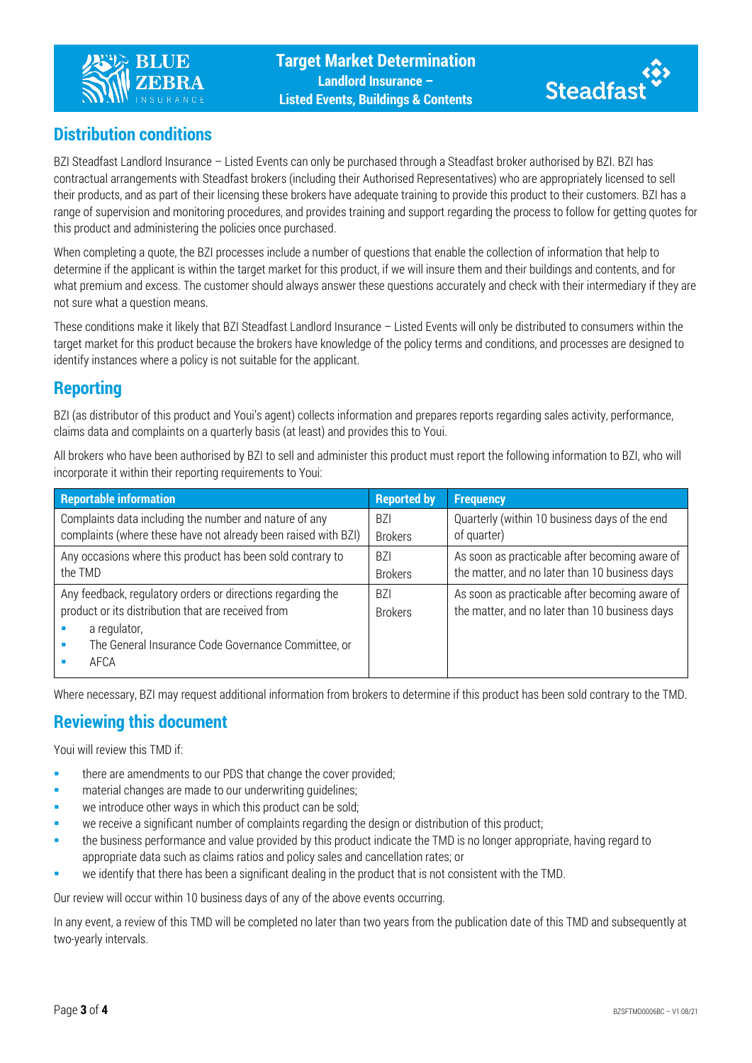## Distribution conditions

BZI Steadfast Landlord Insurance – Listed Events can only be purchased through a Steadfast broker authorised by BZI. BZI has contractual arrangements with Steadfast brokers (including their Authorised Representatives) who are appropriately licensed to sell their products, and as part of their licensing these brokers have adequate training to provide this product to their customers. BZI has a range of supervision and monitoring procedures, and provides training and support regarding the process to follow for getting quotes for this product and administering the policies once purchased.

When completing a quote, the BZI processes include a number of questions that enable the collection of information that help to determine if the applicant is within the target market for this product, if we will insure them and their buildings and contents, and for what premium and excess. The customer should always answer these questions accurately and check with their intermediary if they are not sure what a question means.

These conditions make it likely that BZI Steadfast Landlord Insurance – Listed Events will only be distributed to consumers within the target market for this product because the brokers have knowledge of the policy terms and conditions, and processes are designed to identify instances where a policy is not suitable for the applicant.

## Reporting

BZI (as distributor of this product and Youi's agent) collects information and prepares reports regarding sales activity, performance, claims data and complaints on a quarterly basis (at least) and provides this to Youi.

All brokers who have been authorised by BZI to sell and administer this product must report the following information to BZI, who will incorporate it within their reporting requirements to Youi:

| Reportable information | Reported by | Frequency |
|---|---|---|
| Complaints data including the number and nature of any complaints (where these have not already been raised with BZI) | BZI<br>Brokers | Quarterly (within 10 business days of the end of quarter) |
| Any occasions where this product has been sold contrary to the TMD | BZI<br>Brokers | As soon as practicable after becoming aware of the matter, and no later than 10 business days |
| Any feedback, regulatory orders or directions regarding the product or its distribution that are received from<br>▪ a regulator,<br>▪ The General Insurance Code Governance Committee, or<br>▪ AFCA | BZI<br>Brokers | As soon as practicable after becoming aware of the matter, and no later than 10 business days |

Where necessary, BZI may request additional information from brokers to determine if this product has been sold contrary to the TMD.

## Reviewing this document

Youi will review this TMD if:

- there are amendments to our PDS that change the cover provided;
- material changes are made to our underwriting guidelines;
- we introduce other ways in which this product can be sold;
- we receive a significant number of complaints regarding the design or distribution of this product;
- the business performance and value provided by this product indicate the TMD is no longer appropriate, having regard to appropriate data such as claims ratios and policy sales and cancellation rates; or
- we identify that there has been a significant dealing in the product that is not consistent with the TMD.

Our review will occur within 10 business days of any of the above events occurring.

In any event, a review of this TMD will be completed no later than two years from the publication date of this TMD and subsequently at two-yearly intervals.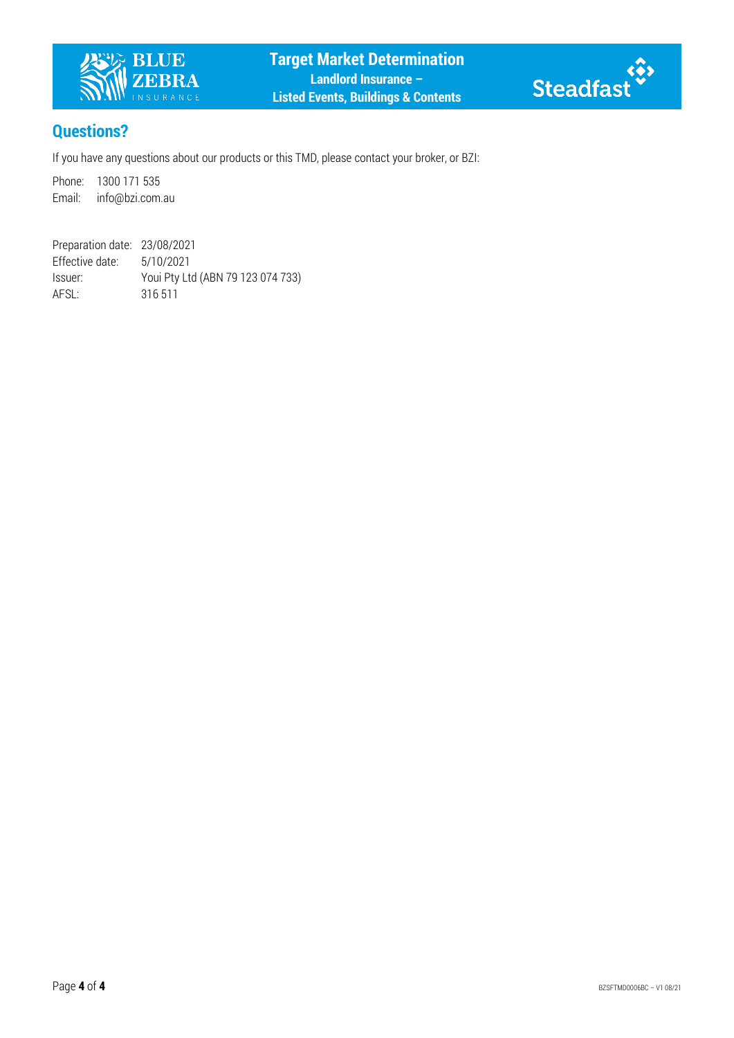## Questions?

If you have any questions about our products or this TMD, please contact your broker, or BZI:

Phone: 1300 171 535
Email: info@bzi.com.au

| | |
|---|---|
| Preparation date: | 23/08/2021 |
| Effective date: | 5/10/2021 |
| Issuer: | Youi Pty Ltd (ABN 79 123 074 733) |
| AFSL: | 316 511 |